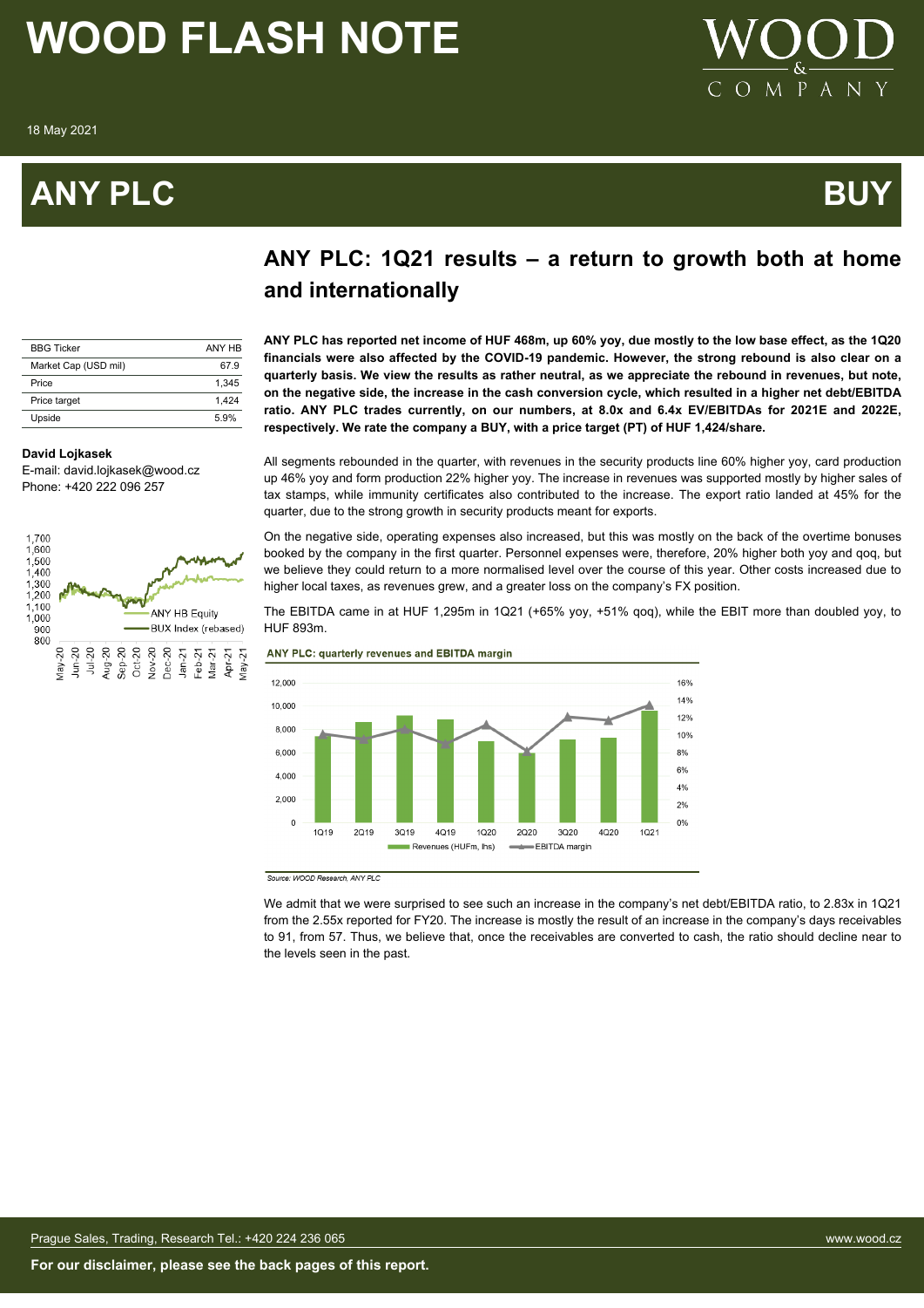# WOOD FLASH NOTE

18 May 2021

# ANY PLC

**BUY**

## ANY PLC: 1Q21 results – a return to growth both at home and internationally

| BBG Ticker | ANY HB |
|---|---|
| Market Cap (USD mil) | 67.9 |
| Price | 1,345 |
| Price target | 1,424 |
| Upside | 5.9% |

**David Lojkasek**
E-mail: david.lojkasek@wood.cz
Phone: +420 222 096 257

**ANY PLC has reported net income of HUF 468m, up 60% yoy, due mostly to the low base effect, as the 1Q20 financials were also affected by the COVID-19 pandemic. However, the strong rebound is also clear on a quarterly basis. We view the results as rather neutral, as we appreciate the rebound in revenues, but note, on the negative side, the increase in the cash conversion cycle, which resulted in a higher net debt/EBITDA ratio. ANY PLC trades currently, on our numbers, at 8.0x and 6.4x EV/EBITDAs for 2021E and 2022E, respectively. We rate the company a BUY, with a price target (PT) of HUF 1,424/share.**

All segments rebounded in the quarter, with revenues in the security products line 60% higher yoy, card production up 46% yoy and form production 22% higher yoy. The increase in revenues was supported mostly by higher sales of tax stamps, while immunity certificates also contributed to the increase. The export ratio landed at 45% for the quarter, due to the strong growth in security products meant for exports.

On the negative side, operating expenses also increased, but this was mostly on the back of the overtime bonuses booked by the company in the first quarter. Personnel expenses were, therefore, 20% higher both yoy and qoq, but we believe they could return to a more normalised level over the course of this year. Other costs increased due to higher local taxes, as revenues grew, and a greater loss on the company's FX position.

The EBITDA came in at HUF 1,295m in 1Q21 (+65% yoy, +51% qoq), while the EBIT more than doubled yoy, to HUF 893m.

**ANY PLC: quarterly revenues and EBITDA margin**

*Source: WOOD Research, ANY PLC*

We admit that we were surprised to see such an increase in the company's net debt/EBITDA ratio, to 2.83x in 1Q21 from the 2.55x reported for FY20. The increase is mostly the result of an increase in the company's days receivables to 91, from 57. Thus, we believe that, once the receivables are converted to cash, the ratio should decline near to the levels seen in the past.

**For our disclaimer, please see the back pages of this report.**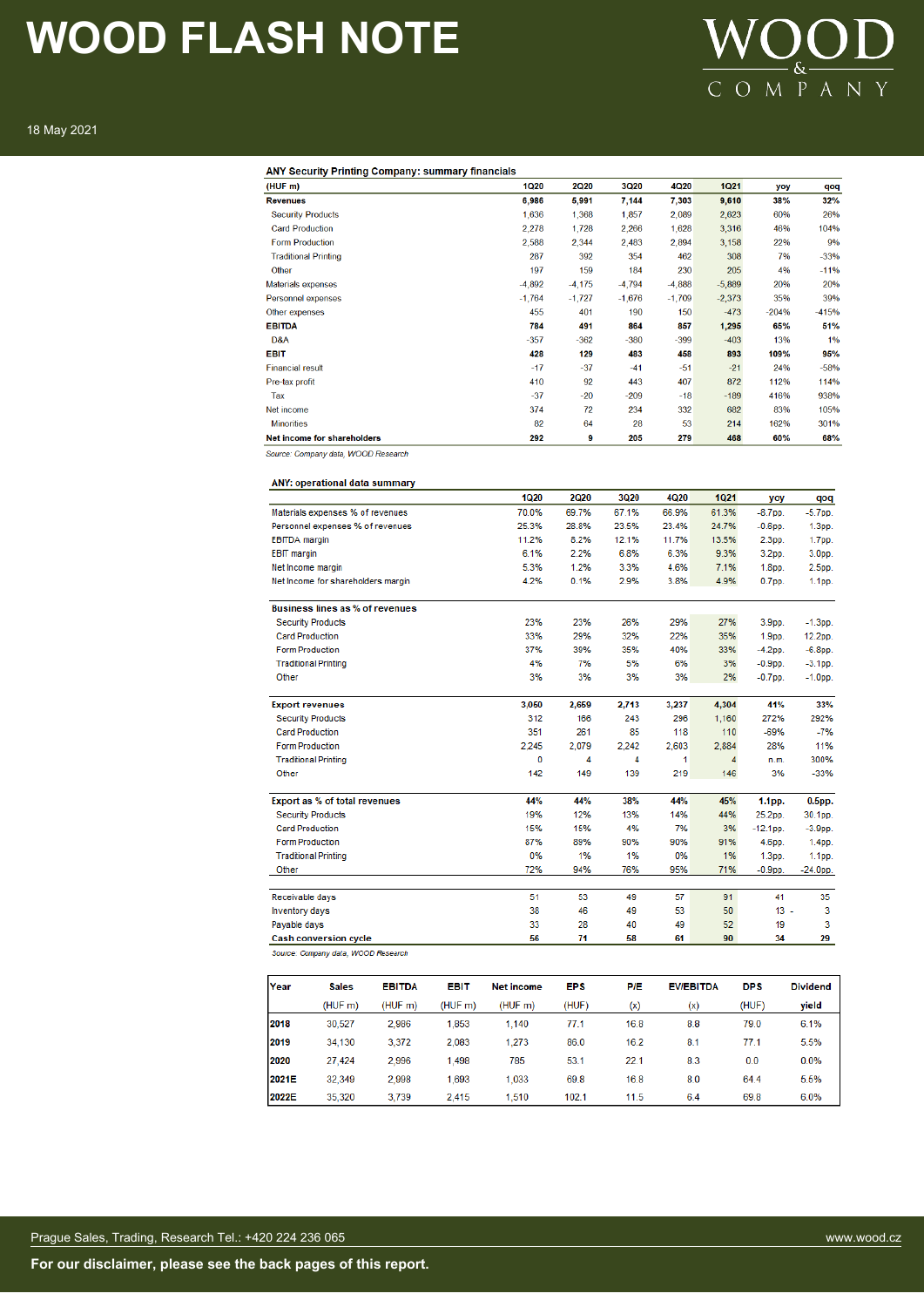**ANY Security Printing Company: summary financials**

| (HUF m) | 1Q20 | 2Q20 | 3Q20 | 4Q20 | 1Q21 | yoy | qoq |
|---|---|---|---|---|---|---|---|
| **Revenues** | **6,986** | **5,991** | **7,144** | **7,303** | **9,610** | **38%** | **32%** |
| Security Products | 1,636 | 1,368 | 1,857 | 2,089 | 2,623 | 60% | 26% |
| Card Production | 2,278 | 1,728 | 2,266 | 1,628 | 3,316 | 46% | 104% |
| Form Production | 2,588 | 2,344 | 2,483 | 2,894 | 3,158 | 22% | 9% |
| Traditional Printing | 287 | 392 | 354 | 462 | 308 | 7% | -33% |
| Other | 197 | 159 | 184 | 230 | 205 | 4% | -11% |
| Materials expenses | -4,892 | -4,175 | -4,794 | -4,888 | -5,889 | 20% | 20% |
| Personnel expenses | -1,764 | -1,727 | -1,676 | -1,709 | -2,373 | 35% | 39% |
| Other expenses | 455 | 401 | 190 | 150 | -473 | -204% | -415% |
| **EBITDA** | **784** | **491** | **864** | **857** | **1,295** | **65%** | **51%** |
| D&A | -357 | -362 | -380 | -399 | -403 | 13% | 1% |
| **EBIT** | **428** | **129** | **483** | **458** | **893** | **109%** | **95%** |
| Financial result | -17 | -37 | -41 | -51 | -21 | 24% | -58% |
| Pre-tax profit | 410 | 92 | 443 | 407 | 872 | 112% | 114% |
| Tax | -37 | -20 | -209 | -18 | -189 | 416% | 938% |
| Net income | 374 | 72 | 234 | 332 | 682 | 83% | 105% |
| Minorities | 82 | 64 | 28 | 53 | 214 | 162% | 301% |
| **Net income for shareholders** | **292** | **9** | **205** | **279** | **468** | **60%** | **68%** |

*Source: Company data, WOOD Research*

**ANY: operational data summary**

| | 1Q20 | 2Q20 | 3Q20 | 4Q20 | 1Q21 | yoy | qoq |
|---|---|---|---|---|---|---|---|
| Materials expenses % of revenues | 70.0% | 69.7% | 67.1% | 66.9% | 61.3% | -8.7pp. | -5.7pp. |
| Personnel expenses % of revenues | 25.3% | 28.8% | 23.5% | 23.4% | 24.7% | -0.6pp. | 1.3pp. |
| EBITDA margin | 11.2% | 8.2% | 12.1% | 11.7% | 13.5% | 2.3pp. | 1.7pp. |
| EBIT margin | 6.1% | 2.2% | 6.8% | 6.3% | 9.3% | 3.2pp. | 3.0pp. |
| Net income margin | 5.3% | 1.2% | 3.3% | 4.6% | 7.1% | 1.8pp. | 2.5pp. |
| Net income for shareholders margin | 4.2% | 0.1% | 2.9% | 3.8% | 4.9% | 0.7pp. | 1.1pp. |
| **Business lines as % of revenues** | | | | | | | |
| Security Products | 23% | 23% | 26% | 29% | 27% | 3.9pp. | -1.3pp. |
| Card Production | 33% | 29% | 32% | 22% | 35% | 1.9pp. | 12.2pp. |
| Form Production | 37% | 39% | 35% | 40% | 33% | -4.2pp. | -6.8pp. |
| Traditional Printing | 4% | 7% | 5% | 6% | 3% | -0.9pp. | -3.1pp. |
| Other | 3% | 3% | 3% | 3% | 2% | -0.7pp. | -1.0pp. |
| **Export revenues** | **3,050** | **2,659** | **2,713** | **3,237** | **4,304** | **41%** | **33%** |
| Security Products | 312 | 166 | 243 | 296 | 1,160 | 272% | 292% |
| Card Production | 351 | 261 | 85 | 118 | 110 | -69% | -7% |
| Form Production | 2,245 | 2,079 | 2,242 | 2,603 | 2,884 | 28% | 11% |
| Traditional Printing | 0 | 4 | 4 | 1 | 4 | n.m. | 300% |
| Other | 142 | 149 | 139 | 219 | 146 | 3% | -33% |
| **Export as % of total revenues** | **44%** | **44%** | **38%** | **44%** | **45%** | **1.1pp.** | **0.5pp.** |
| Security Products | 19% | 12% | 13% | 14% | 44% | 25.2pp. | 30.1pp. |
| Card Production | 15% | 15% | 4% | 7% | 3% | -12.1pp. | -3.9pp. |
| Form Production | 87% | 89% | 90% | 90% | 91% | 4.6pp. | 1.4pp. |
| Traditional Printing | 0% | 1% | 1% | 0% | 1% | 1.3pp. | 1.1pp. |
| Other | 72% | 94% | 76% | 95% | 71% | -0.9pp. | -24.0pp. |
| Receivable days | 51 | 53 | 49 | 57 | 91 | 41 | 35 |
| Inventory days | 38 | 46 | 49 | 53 | 50 | 13 - | 3 |
| Payable days | 33 | 28 | 40 | 49 | 52 | 19 | 3 |
| **Cash conversion cycle** | **56** | **71** | **58** | **61** | **90** | **34** | **29** |

*Source: Company data, WOOD Research*

| Year | Sales (HUF m) | EBITDA (HUF m) | EBIT (HUF m) | Net income (HUF m) | EPS (HUF) | P/E (x) | EV/EBITDA (x) | DPS (HUF) | Dividend yield |
|---|---|---|---|---|---|---|---|---|---|
| **2018** | 30,527 | 2,986 | 1,853 | 1,140 | 77.1 | 16.8 | 8.8 | 79.0 | 6.1% |
| **2019** | 34,130 | 3,372 | 2,083 | 1,273 | 86.0 | 16.2 | 8.1 | 77.1 | 5.5% |
| **2020** | 27,424 | 2,996 | 1,498 | 785 | 53.1 | 22.1 | 8.3 | 0.0 | 0.0% |
| **2021E** | 32,349 | 2,998 | 1,693 | 1,033 | 69.8 | 16.8 | 8.0 | 64.4 | 5.5% |
| **2022E** | 35,320 | 3,739 | 2,415 | 1,510 | 102.1 | 11.5 | 6.4 | 69.8 | 6.0% |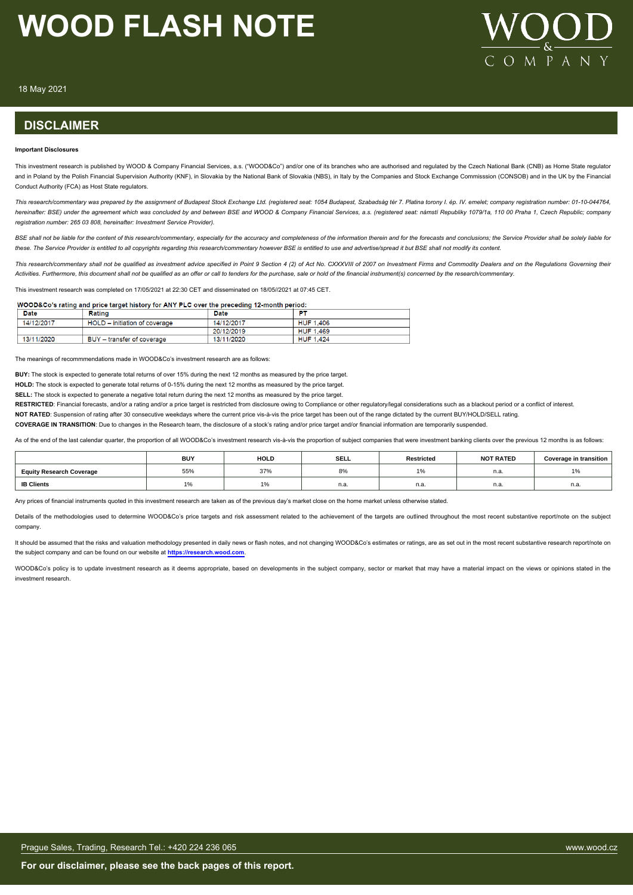## DISCLAIMER

**Important Disclosures**

This investment research is published by WOOD & Company Financial Services, a.s. ("WOOD&Co") and/or one of its branches who are authorised and regulated by the Czech National Bank (CNB) as Home State regulator and in Poland by the Polish Financial Supervision Authority (KNF), in Slovakia by the National Bank of Slovakia (NBS), in Italy by the Companies and Stock Exchange Commisssion (CONSOB) and in the UK by the Financial Conduct Authority (FCA) as Host State regulators.

*This research/commentary was prepared by the assignment of Budapest Stock Exchange Ltd. (registered seat: 1054 Budapest, Szabadság tér 7. Platina torony I. ép. IV. emelet; company registration number: 01-10-044764, hereinafter: BSE) under the agreement which was concluded by and between BSE and WOOD & Company Financial Services, a.s. (registered seat: náměstí Republiky 1079/1a, 110 00 Praha 1, Czech Republic; company registration number: 265 03 808, hereinafter: Investment Service Provider).*

*BSE shall not be liable for the content of this research/commentary, especially for the accuracy and completeness of the information therein and for the forecasts and conclusions; the Service Provider shall be solely liable for these. The Service Provider is entitled to all copyrights regarding this research/commentary however BSE is entitled to use and advertise/spread it but BSE shall not modify its content.*

*This research/commentary shall not be qualified as investment advice specified in Point 9 Section 4 (2) of Act No. CXXXVIII of 2007 on Investment Firms and Commodity Dealers and on the Regulations Governing their Activities. Furthermore, this document shall not be qualified as an offer or call to tenders for the purchase, sale or hold of the financial instrument(s) concerned by the research/commentary.*

This investment research was completed on 17/05/2021 at 22:30 CET and disseminated on 18/05//2021 at 07:45 CET.

**WOOD&Co's rating and price target history for ANY PLC over the preceding 12-month period:**

| Date | Rating | Date | PT |
|---|---|---|---|
| 14/12/2017 | HOLD – initiation of coverage | 14/12/2017 | HUF 1,406 |
| | | 20/12/2019 | HUF 1,469 |
| 13/11/2020 | BUY – transfer of coverage | 13/11/2020 | HUF 1,424 |

The meanings of recommmendations made in WOOD&Co's investment research are as follows:

**BUY:** The stock is expected to generate total returns of over 15% during the next 12 months as measured by the price target.

**HOLD:** The stock is expected to generate total returns of 0-15% during the next 12 months as measured by the price target.

**SELL:** The stock is expected to generate a negative total return during the next 12 months as measured by the price target.

**RESTRICTED**: Financial forecasts, and/or a rating and/or a price target is restricted from disclosure owing to Compliance or other regulatory/legal considerations such as a blackout period or a conflict of interest.

**NOT RATED**: Suspension of rating after 30 consecutive weekdays where the current price vis-à-vis the price target has been out of the range dictated by the current BUY/HOLD/SELL rating.

**COVERAGE IN TRANSITION**: Due to changes in the Research team, the disclosure of a stock's rating and/or price target and/or financial information are temporarily suspended.

As of the end of the last calendar quarter, the proportion of all WOOD&Co's investment research vis-à-vis the proportion of subject companies that were investment banking clients over the previous 12 months is as follows:

| | BUY | HOLD | SELL | Restricted | NOT RATED | Coverage in transition |
|---|---|---|---|---|---|---|
| **Equity Research Coverage** | 55% | 37% | 8% | 1% | n.a. | 1% |
| **IB Clients** | 1% | 1% | n.a. | n.a. | n.a. | n.a. |

Any prices of financial instruments quoted in this investment research are taken as of the previous day's market close on the home market unless otherwise stated.

Details of the methodologies used to determine WOOD&Co's price targets and risk assessment related to the achievement of the targets are outlined throughout the most recent substantive report/note on the subject company.

It should be assumed that the risks and valuation methodology presented in daily news or flash notes, and not changing WOOD&Co's estimates or ratings, are as set out in the most recent substantive research report/note on the subject company and can be found on our website at **https://research.wood.com**.

WOOD&Co's policy is to update investment research as it deems appropriate, based on developments in the subject company, sector or market that may have a material impact on the views or opinions stated in the investment research.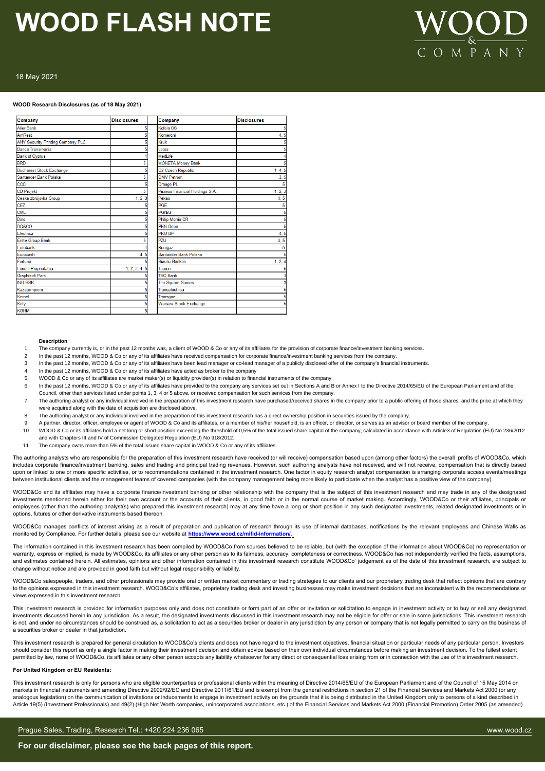**WOOD Research Disclosures (as of 18 May 2021)**

| Company | Disclosures | Company | Disclosures |
|---|---|---|---|
| Alior Bank | 5 | Kofola CS | 5 |
| AmRest | 5 | Komercni | 4, 5 |
| ANY Security Printing Company PLC | 5 | Kruk | 5 |
| Banca Transilvania | 5 | Lotos | 5 |
| Bank of Cyprus | 4 | MedLife | 4 |
| BRD | 5 | MONETA Money Bank | 5 |
| Bucharest Stock Exchange | 5 | O2 Czech Republic | 1, 4, 5 |
| Santander Bank Polska | 5 | OMV Petrom | 3, 5 |
| CCC | 5 | Orange PL | 5 |
| CD Projekt | 5 | Piraeus Financial Holdings S.A. | 1, 2, 3 |
| Ceska zbrojovka Group | 1, 2, 3 | Pekao | 4, 5 |
| CEZ | 5 | PGE | 5 |
| CME | 5 | PGNiG | 5 |
| Dino | 5 | Philip Morris CR | 5 |
| DO&CO | 5 | PKN Orlen | 5 |
| Electrica | 5 | PKO BP | 4, 5 |
| Erste Group Bank | 5 | PZU | 4, 5 |
| Eurobank | 4 | Romgaz | 5 |
| Eurocash | 4, 5 | Santander Bank Polska | 5 |
| Fortuna | 5 | Siauliu Bankas | 1, 2, 4 |
| Fondul Proprietatea | 1, 2, 3, 4, 5 | Tauron | 5 |
| Graphisoft Park | 5 | TBC Bank | 3 |
| ING BSK | 5 | Ten Square Games | 3 |
| Kazatomprom | 5 | Transelectrica | 5 |
| Kernel | 5 | Transgaz | 5 |
| Kety | 5 | Warsaw Stock Exchange | 5 |
| KGHM | 5 | | |

**Description**

1. The company currently is, or in the past 12 months was, a client of WOOD & Co or any of its affiliates for the provision of corporate finance/investment banking services.
2. In the past 12 months, WOOD & Co or any of its affiliates have received compensation for corporate finance/investment banking services from the company.
3. In the past 12 months, WOOD & Co or any of its affiliates have been lead manager or co-lead manager of a publicly disclosed offer of the company's financial instruments.
4. In the past 12 months, WOOD & Co or any of its affiliates have acted as broker to the company
5. WOOD & Co or any of its affiliates are market maker(s) or liquidity provider(s) in relation to financial instruments of the company.
6. In the past 12 months, WOOD & Co or any of its affiliates have provided to the company any services set out in Sections A and B or Annex I to the Directive 2014/65/EU of the European Parliament and of the Council, other than services listed under points 1, 3, 4 or 5 above, or received compensation for such services from the company.
7. The authoring analyst or any individual involved in the preparation of this investment research have purchased/received shares in the company prior to a public offering of those shares; and the price at which they were acquired along with the date of acquisition are disclosed above.
8. The authoring analyst or any individual involved in the preparation of this investment research has a direct ownership position in securities issued by the company.
9. A partner, director, officer, employee or agent of WOOD & Co and its affiliates, or a member of his/her household, is an officer, or director, or serves as an advisor or board member of the company.
10. WOOD & Co or its affiliates hold a net long or short position exceeding the threshold of 0,5% of the total issued share capital of the company, calculated in accordance with Article3 of Regulation (EU) No 236/2012 and with Chapters III and IV of Commission Delegated Regulation (EU) No 918/2012.
11. The company owns more than 5% of the total issued share capital in WOOD & Co or any of its affiliates.

The authoring analysts who are responsible for the preparation of this investment research have received (or will receive) compensation based upon (among other factors) the overall profits of WOOD&Co, which includes corporate finance/investment banking, sales and trading and principal trading revenues. However, such authoring analysts have not received, and will not receive, compensation that is directly based upon or linked to one or more specific activities, or to recommendations contained in the investment research. One factor in equity research analyst compensation is arranging corporate access events/meetings between institutional clients and the management teams of covered companies (with the company management being more likely to participate when the analyst has a positive view of the company).

WOOD&Co and its affiliates may have a corporate finance/investment banking or other relationship with the company that is the subject of this investment research and may trade in any of the designated investments mentioned herein either for their own account or the accounts of their clients, in good faith or in the normal course of market making. Accordingly, WOOD&Co or their affiliates, principals or employees (other than the authoring analyst(s) who prepared this investment research) may at any time have a long or short position in any such designated investments, related designated investments or in options, futures or other derivative instruments based thereon.

WOOD&Co manages conflicts of interest arising as a result of preparation and publication of research through its use of internal databases, notifications by the relevant employees and Chinese Walls as monitored by Compliance. For further details, please see our website at **https://www.wood.cz/mifid-information/**.

The information contained in this investment research has been compiled by WOOD&Co from sources believed to be reliable, but (with the exception of the information about WOOD&Co) no representation or warranty, express or implied, is made by WOOD&Co, its affiliates or any other person as to its fairness, accuracy, completeness or correctness. WOOD&Co has not independently verified the facts, assumptions, and estimates contained herein. All estimates, opinions and other information contained in this investment research constitute WOOD&Co' judgement as of the date of this investment research, are subject to change without notice and are provided in good faith but without legal responsibility or liability.

WOOD&Co salespeople, traders, and other professionals may provide oral or written market commentary or trading strategies to our clients and our proprietary trading desk that reflect opinions that are contrary to the opinions expressed in this investment research. WOOD&Co's affiliates, proprietary trading desk and investing businesses may make investment decisions that are inconsistent with the recommendations or views expressed in this investment research.

This investment research is provided for information purposes only and does not constitute or form part of an offer or invitation or solicitation to engage in investment activity or to buy or sell any designated investments discussed herein in any jurisdiction. As a result, the designated investments discussed in this investment research may not be eligible for offer or sale in some jurisdictions. This investment research is not, and under no circumstances should be construed as, a solicitation to act as a securities broker or dealer in any jurisdiction by any person or company that is not legally permitted to carry on the business of a securities broker or dealer in that jurisdiction.

This investment research is prepared for general circulation to WOOD&Co's clients and does not have regard to the investment objectives, financial situation or particular needs of any particular person. Investors should consider this report as only a single factor in making their investment decision and obtain advice based on their own individual circumstances before making an investment decision. To the fullest extent permitted by law, none of WOOD&Co, its affiliates or any other person accepts any liability whatsoever for any direct or consequential loss arising from or in connection with the use of this investment research.

**For United Kingdom or EU Residents:**

This investment research is only for persons who are eligible counterparties or professional clients within the meaning of Directive 2014/65/EU of the European Parliament and of the Council of 15 May 2014 on markets in financial instruments and amending Directive 2002/92/EC and Directive 2011/61/EU and is exempt from the general restrictions in section 21 of the Financial Services and Markets Act 2000 (or any analogous legislation) on the communication of invitations or inducements to engage in investment activity on the grounds that it is being distributed in the United Kingdom only to persons of a kind described in Article 19(5) (Investment Professionals) and 49(2) (High Net Worth companies, unincorporated associations, etc.) of the Financial Services and Markets Act 2000 (Financial Promotion) Order 2005 (as amended).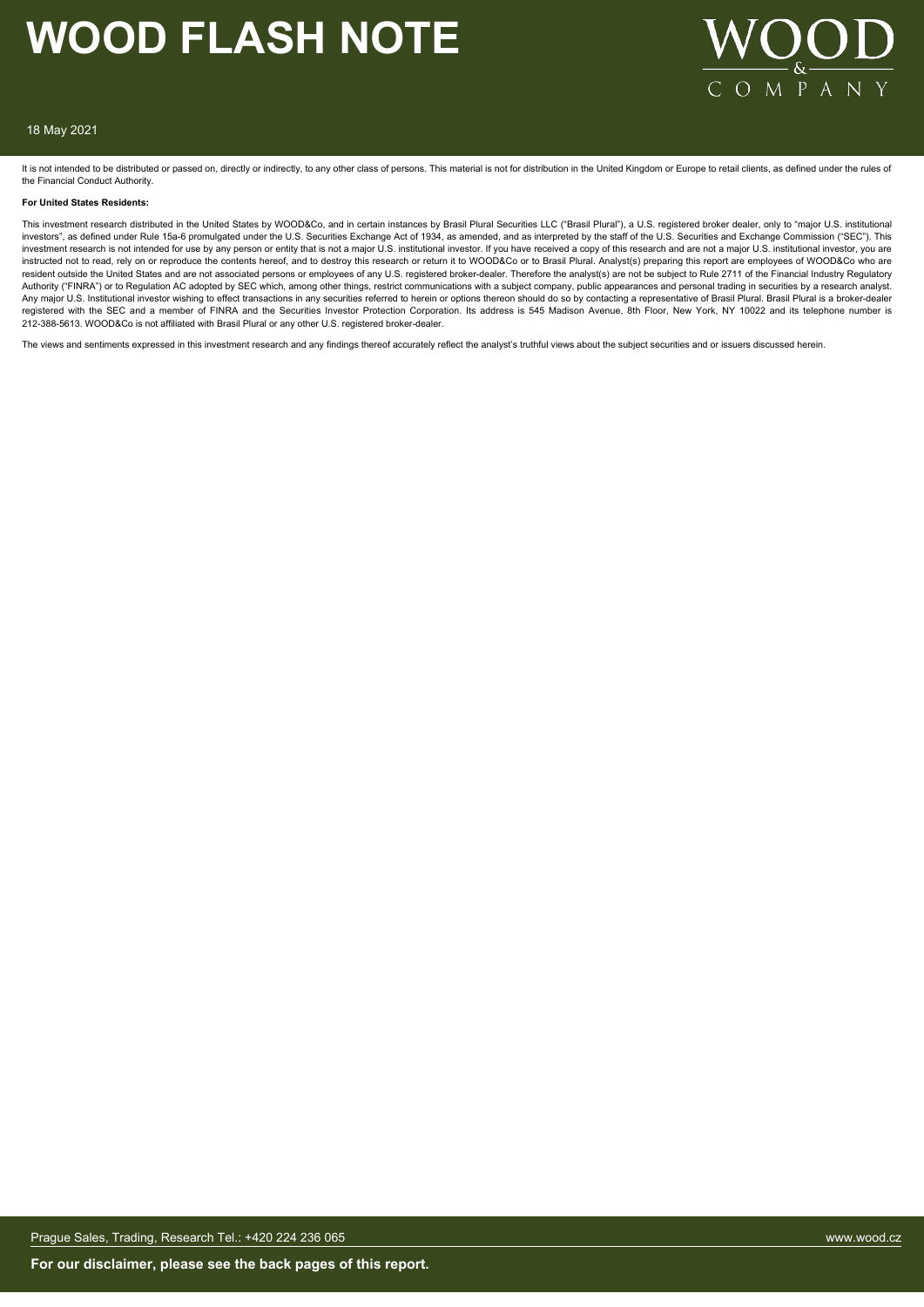It is not intended to be distributed or passed on, directly or indirectly, to any other class of persons. This material is not for distribution in the United Kingdom or Europe to retail clients, as defined under the rules of the Financial Conduct Authority.

**For United States Residents:**

This investment research distributed in the United States by WOOD&Co, and in certain instances by Brasil Plural Securities LLC ("Brasil Plural"), a U.S. registered broker dealer, only to "major U.S. institutional investors", as defined under Rule 15a-6 promulgated under the U.S. Securities Exchange Act of 1934, as amended, and as interpreted by the staff of the U.S. Securities and Exchange Commission ("SEC"). This investment research is not intended for use by any person or entity that is not a major U.S. institutional investor. If you have received a copy of this research and are not a major U.S. institutional investor, you are instructed not to read, rely on or reproduce the contents hereof, and to destroy this research or return it to WOOD&Co or to Brasil Plural. Analyst(s) preparing this report are employees of WOOD&Co who are resident outside the United States and are not associated persons or employees of any U.S. registered broker-dealer. Therefore the analyst(s) are not be subject to Rule 2711 of the Financial Industry Regulatory Authority ("FINRA") or to Regulation AC adopted by SEC which, among other things, restrict communications with a subject company, public appearances and personal trading in securities by a research analyst. Any major U.S. Institutional investor wishing to effect transactions in any securities referred to herein or options thereon should do so by contacting a representative of Brasil Plural. Brasil Plural is a broker-dealer registered with the SEC and a member of FINRA and the Securities Investor Protection Corporation. Its address is 545 Madison Avenue, 8th Floor, New York, NY 10022 and its telephone number is 212-388-5613. WOOD&Co is not affiliated with Brasil Plural or any other U.S. registered broker-dealer.

The views and sentiments expressed in this investment research and any findings thereof accurately reflect the analyst's truthful views about the subject securities and or issuers discussed herein.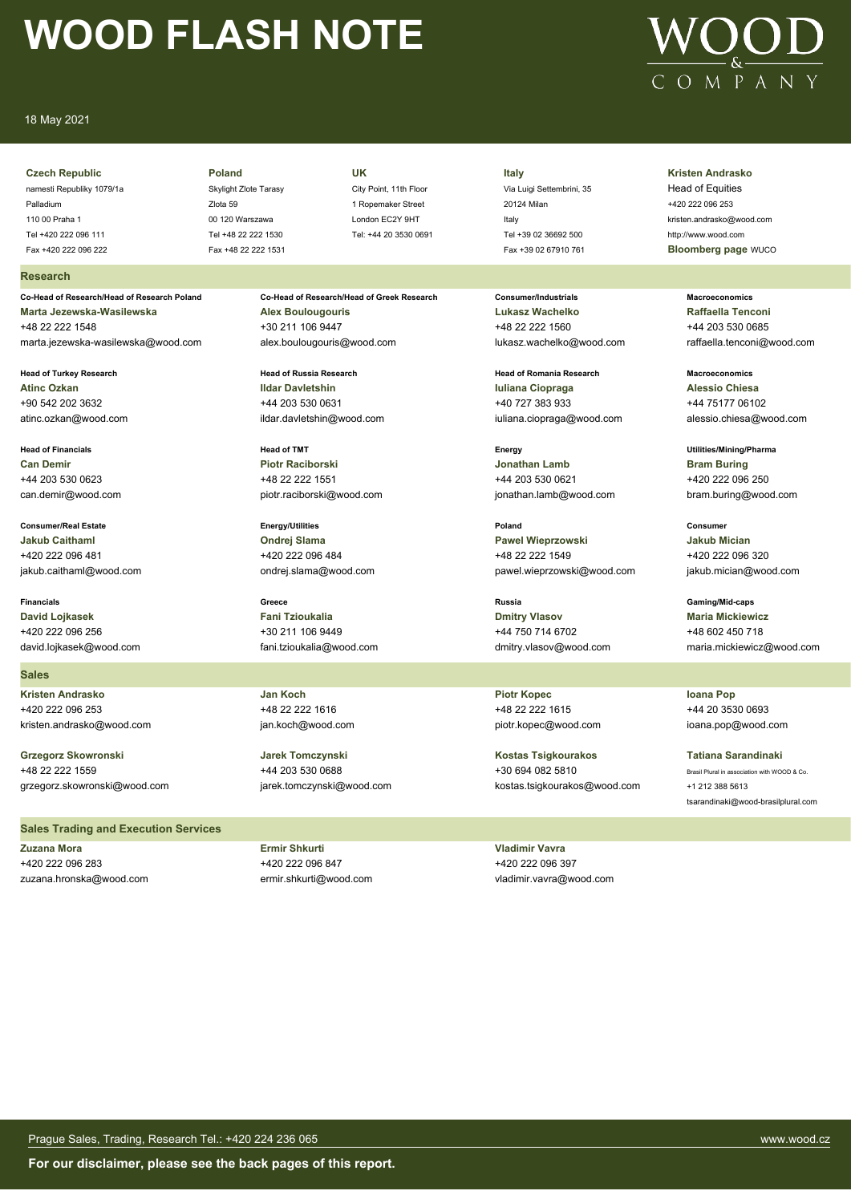# WOOD FLASH NOTE

18 May 2021

WOOD & COMPANY

**Czech Republic**
namesti Republiky 1079/1a
Palladium
110 00 Praha 1
Tel +420 222 096 111
Fax +420 222 096 222

**Poland**
Skylight Zlote Tarasy
Zlota 59
00 120 Warszawa
Tel +48 22 222 1530
Fax +48 22 222 1531

**UK**
City Point, 11th Floor
1 Ropemaker Street
London EC2Y 9HT
Tel: +44 20 3530 0691

**Italy**
Via Luigi Settembrini, 35
20124 Milan
Italy
Tel +39 02 36692 500
Fax +39 02 67910 761

**Kristen Andrasko**
Head of Equities
+420 222 096 253
kristen.andrasko@wood.com
http://www.wood.com
**Bloomberg page** WUCO

## Research

**Co-Head of Research/Head of Research Poland**
**Marta Jezewska-Wasilewska**
+48 22 222 1548
marta.jezewska-wasilewska@wood.com

**Co-Head of Research/Head of Greek Research**
**Alex Boulougouris**
+30 211 106 9447
alex.boulougouris@wood.com

**Consumer/Industrials**
**Lukasz Wachelko**
+48 22 222 1560
lukasz.wachelko@wood.com

**Macroeconomics**
**Raffaella Tenconi**
+44 203 530 0685
raffaella.tenconi@wood.com

**Head of Turkey Research**
**Atinc Ozkan**
+90 542 202 3632
atinc.ozkan@wood.com

**Head of Russia Research**
**Ildar Davletshin**
+44 203 530 0631
ildar.davletshin@wood.com

**Head of Romania Research**
**Iuliana Ciopraga**
+40 727 383 933
iuliana.ciopraga@wood.com

**Macroeconomics**
**Alessio Chiesa**
+44 75177 06102
alessio.chiesa@wood.com

**Head of Financials**
**Can Demir**
+44 203 530 0623
can.demir@wood.com

**Head of TMT**
**Piotr Raciborski**
+48 22 222 1551
piotr.raciborski@wood.com

**Energy**
**Jonathan Lamb**
+44 203 530 0621
jonathan.lamb@wood.com

**Utilities/Mining/Pharma**
**Bram Buring**
+420 222 096 250
bram.buring@wood.com

**Consumer/Real Estate**
**Jakub Caithaml**
+420 222 096 481
jakub.caithaml@wood.com

**Energy/Utilities**
**Ondrej Slama**
+420 222 096 484
ondrej.slama@wood.com

**Poland**
**Pawel Wieprzowski**
+48 22 222 1549
pawel.wieprzowski@wood.com

**Consumer**
**Jakub Mician**
+420 222 096 320
jakub.mician@wood.com

**Financials**
**David Lojkasek**
+420 222 096 256
david.lojkasek@wood.com

**Greece**
**Fani Tzioukalia**
+30 211 106 9449
fani.tzioukalia@wood.com

**Russia**
**Dmitry Vlasov**
+44 750 714 6702
dmitry.vlasov@wood.com

**Gaming/Mid-caps**
**Maria Mickiewicz**
+48 602 450 718
maria.mickiewicz@wood.com

## Sales

**Kristen Andrasko**
+420 222 096 253
kristen.andrasko@wood.com

**Jan Koch**
+48 22 222 1616
jan.koch@wood.com

**Piotr Kopec**
+48 22 222 1615
piotr.kopec@wood.com

**Ioana Pop**
+44 20 3530 0693
ioana.pop@wood.com

**Grzegorz Skowronski**
+48 22 222 1559
grzegorz.skowronski@wood.com

**Jarek Tomczynski**
+44 203 530 0688
jarek.tomczynski@wood.com

**Kostas Tsigkourakos**
+30 694 082 5810
kostas.tsigkourakos@wood.com

**Tatiana Sarandinaki**
Brasil Plural in association with WOOD & Co.
+1 212 388 5613
tsarandinaki@wood-brasilplural.com

## Sales Trading and Execution Services

**Zuzana Mora**
+420 222 096 283
zuzana.hronska@wood.com

**Ermir Shkurti**
+420 222 096 847
ermir.shkurti@wood.com

**Vladimir Vavra**
+420 222 096 397
vladimir.vavra@wood.com

Prague Sales, Trading, Research Tel.: +420 224 236 065

www.wood.cz

**For our disclaimer, please see the back pages of this report.**